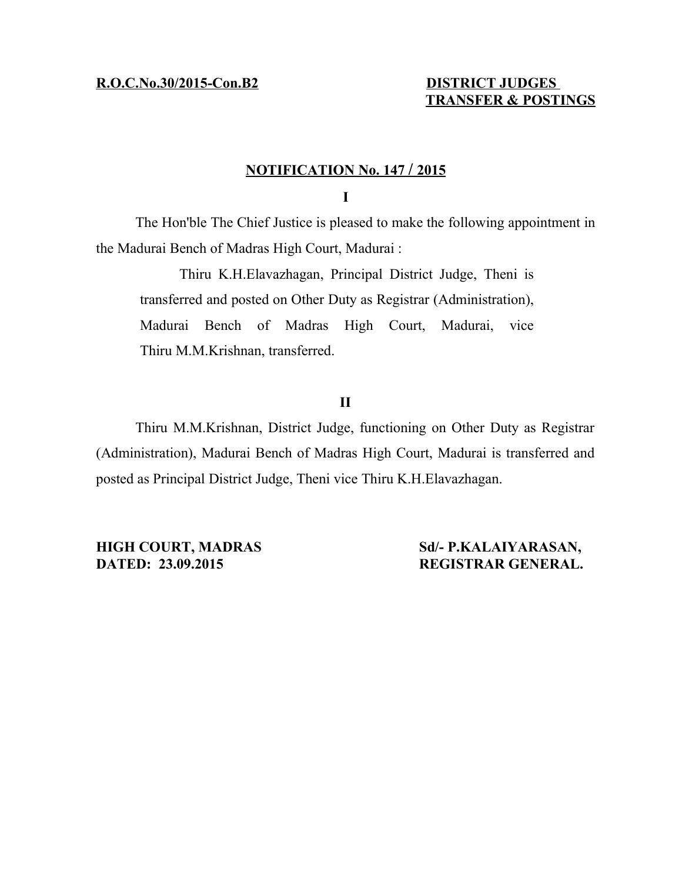**R.O.C.No.30/2015-Con.B2**

**DISTRICT JUDGES TRANSFER & POSTINGS**

## NOTIFICATION No. 147 / 2015

### I

The Hon'ble The Chief Justice is pleased to make the following appointment in the Madurai Bench of Madras High Court, Madurai :

> Thiru K.H.Elavazhagan, Principal District Judge, Theni is transferred and posted on Other Duty as Registrar (Administration), Madurai Bench of Madras High Court, Madurai, vice Thiru M.M.Krishnan, transferred.

### II

Thiru M.M.Krishnan, District Judge, functioning on Other Duty as Registrar (Administration), Madurai Bench of Madras High Court, Madurai is transferred and posted as Principal District Judge, Theni vice Thiru K.H.Elavazhagan.

**HIGH COURT, MADRAS**
**DATED: 23.09.2015**

**Sd/- P.KALAIYARASAN,**
**REGISTRAR GENERAL.**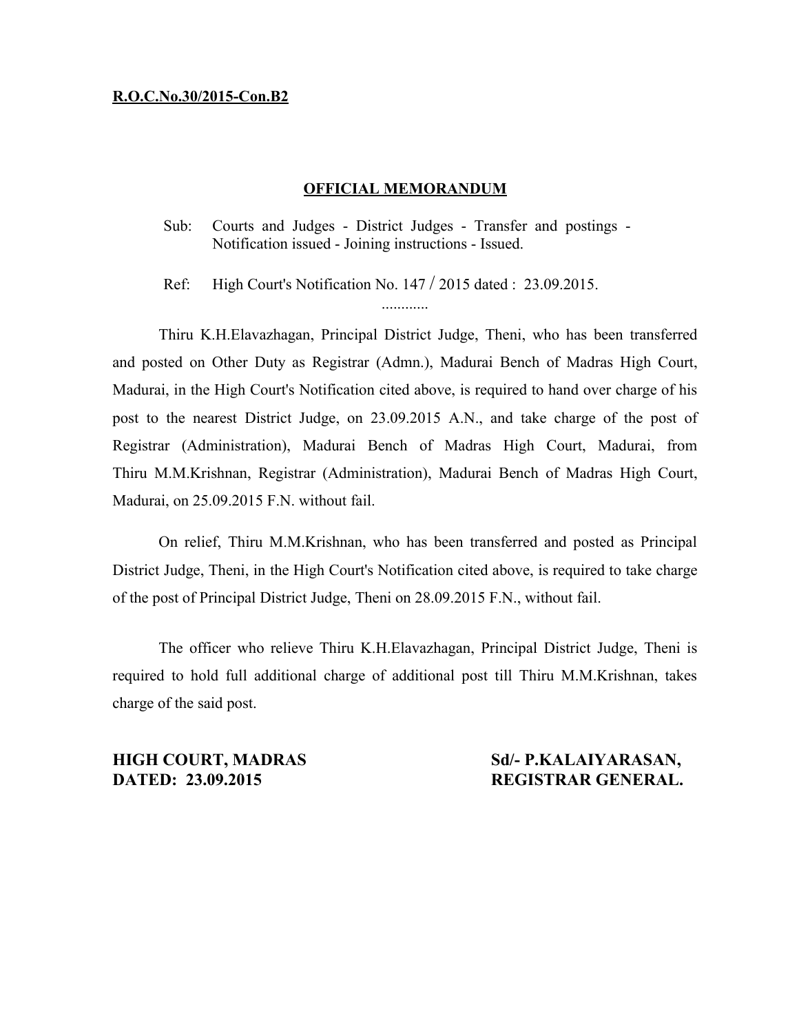**R.O.C.No.30/2015-Con.B2**

## OFFICIAL MEMORANDUM

Sub: Courts and Judges - District Judges - Transfer and postings - Notification issued - Joining instructions - Issued.

Ref: High Court's Notification No. 147 / 2015 dated : 23.09.2015.

............

Thiru K.H.Elavazhagan, Principal District Judge, Theni, who has been transferred and posted on Other Duty as Registrar (Admn.), Madurai Bench of Madras High Court, Madurai, in the High Court's Notification cited above, is required to hand over charge of his post to the nearest District Judge, on 23.09.2015 A.N., and take charge of the post of Registrar (Administration), Madurai Bench of Madras High Court, Madurai, from Thiru M.M.Krishnan, Registrar (Administration), Madurai Bench of Madras High Court, Madurai, on 25.09.2015 F.N. without fail.

On relief, Thiru M.M.Krishnan, who has been transferred and posted as Principal District Judge, Theni, in the High Court's Notification cited above, is required to take charge of the post of Principal District Judge, Theni on 28.09.2015 F.N., without fail.

The officer who relieve Thiru K.H.Elavazhagan, Principal District Judge, Theni is required to hold full additional charge of additional post till Thiru M.M.Krishnan, takes charge of the said post.

**HIGH COURT, MADRAS**
**DATED: 23.09.2015**

**Sd/- P.KALAIYARASAN,**
**REGISTRAR GENERAL.**